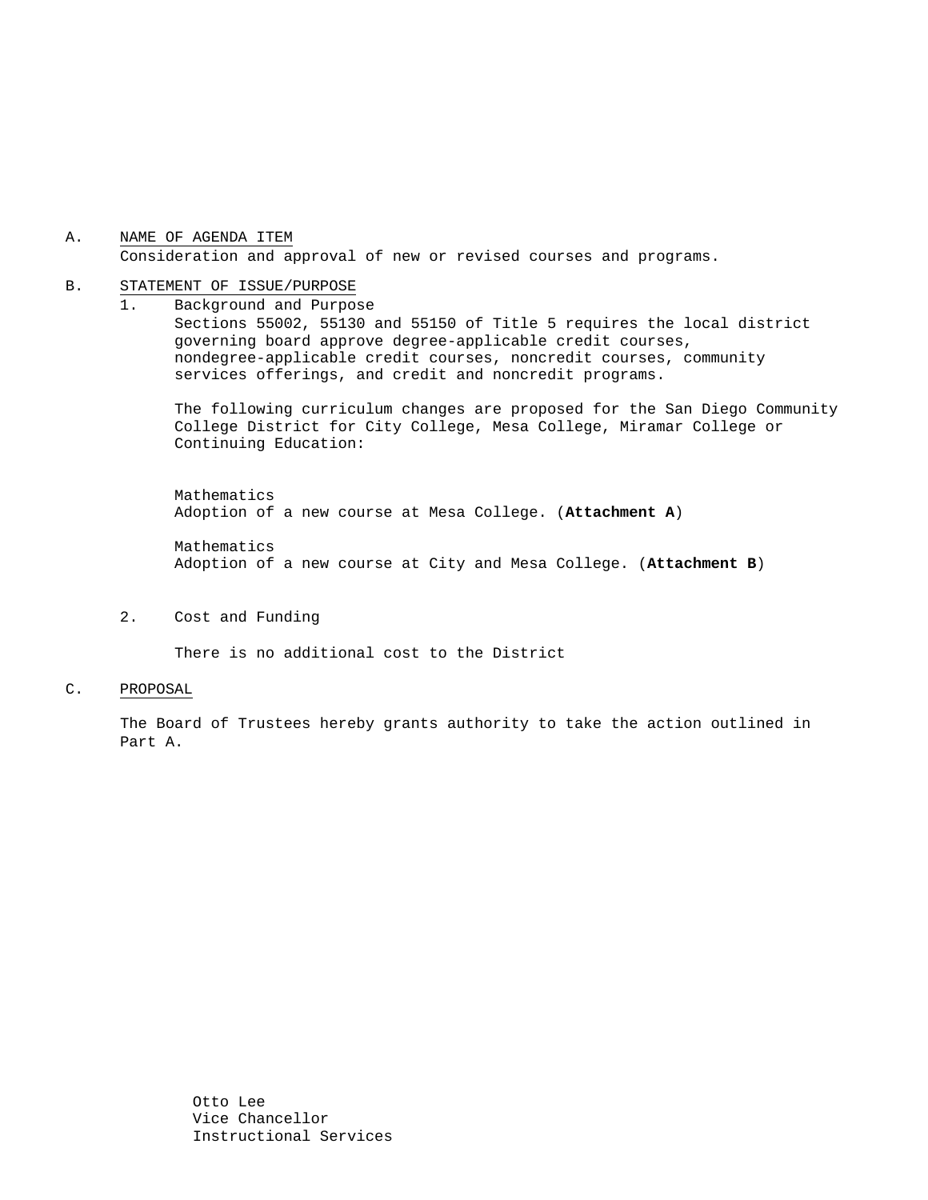A. <u>NAME OF AGENDA ITEM</u>

Consideration and approval of new or revised courses and programs.

B. <u>STATEMENT OF ISSUE/PURPOSE</u>

1. Background and Purpose

   Sections 55002, 55130 and 55150 of Title 5 requires the local district governing board approve degree-applicable credit courses, nondegree-applicable credit courses, noncredit courses, community services offerings, and credit and noncredit programs.

   The following curriculum changes are proposed for the San Diego Community College District for City College, Mesa College, Miramar College or Continuing Education:

   Mathematics
   Adoption of a new course at Mesa College. (**Attachment A**)

   Mathematics
   Adoption of a new course at City and Mesa College. (**Attachment B**)

2. Cost and Funding

   There is no additional cost to the District

C. <u>PROPOSAL</u>

The Board of Trustees hereby grants authority to take the action outlined in Part A.

Otto Lee
Vice Chancellor
Instructional Services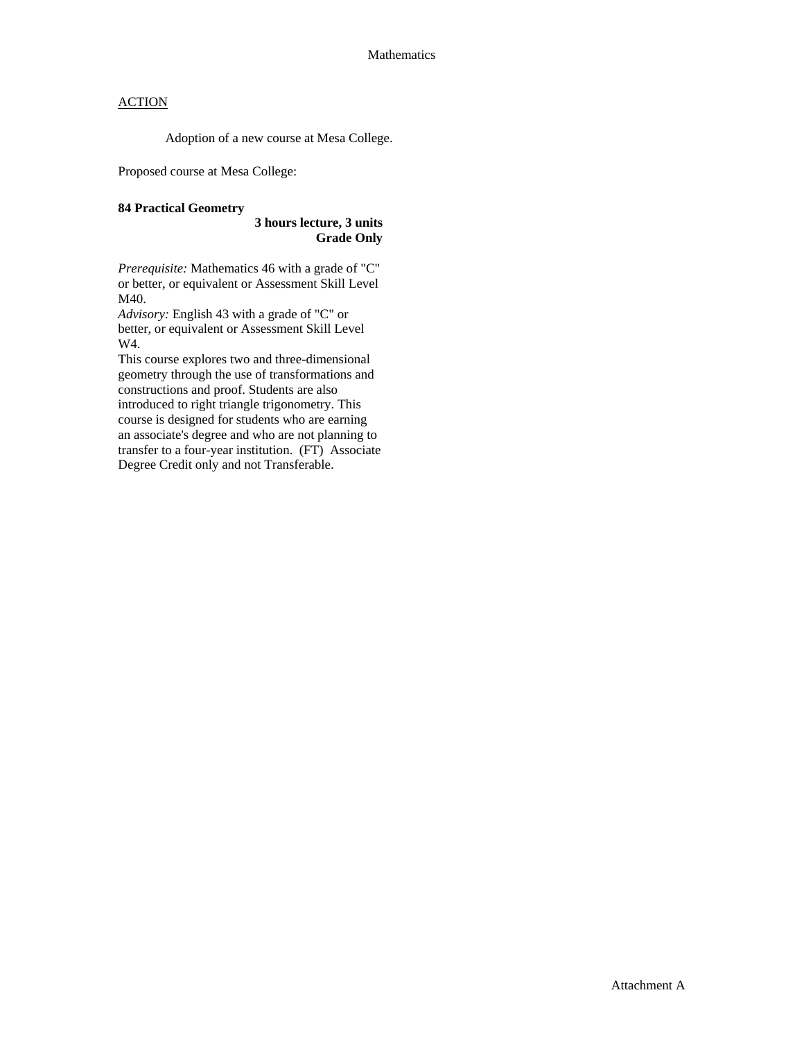ACTION

Adoption of a new course at Mesa College.

Proposed course at Mesa College:

**84 Practical Geometry**

**3 hours lecture, 3 units**
**Grade Only**

*Prerequisite:* Mathematics 46 with a grade of "C" or better, or equivalent or Assessment Skill Level M40.
*Advisory:* English 43 with a grade of "C" or better, or equivalent or Assessment Skill Level W4.
This course explores two and three-dimensional geometry through the use of transformations and constructions and proof. Students are also introduced to right triangle trigonometry. This course is designed for students who are earning an associate's degree and who are not planning to transfer to a four-year institution. (FT) Associate Degree Credit only and not Transferable.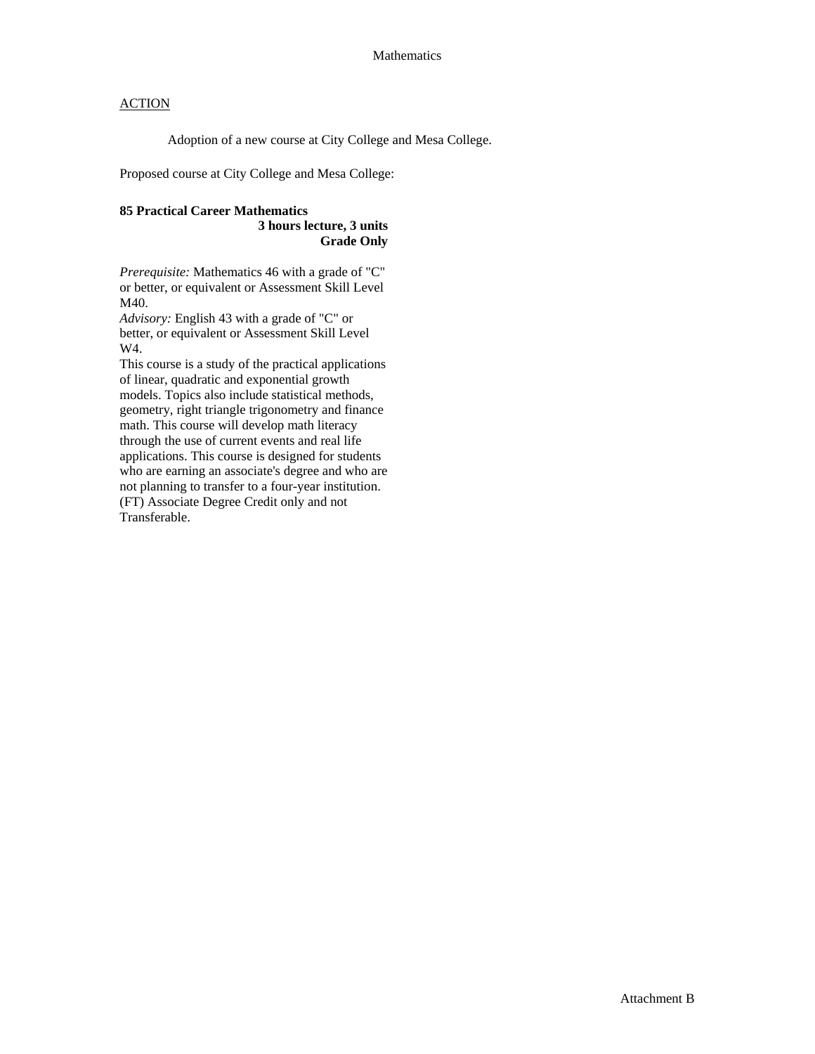Mathematics

ACTION

Adoption of a new course at City College and Mesa College.

Proposed course at City College and Mesa College:

**85 Practical Career Mathematics**
**3 hours lecture, 3 units**
**Grade Only**

*Prerequisite:* Mathematics 46 with a grade of "C" or better, or equivalent or Assessment Skill Level M40.
*Advisory:* English 43 with a grade of "C" or better, or equivalent or Assessment Skill Level W4.
This course is a study of the practical applications of linear, quadratic and exponential growth models. Topics also include statistical methods, geometry, right triangle trigonometry and finance math. This course will develop math literacy through the use of current events and real life applications. This course is designed for students who are earning an associate's degree and who are not planning to transfer to a four-year institution. (FT) Associate Degree Credit only and not Transferable.

Attachment B